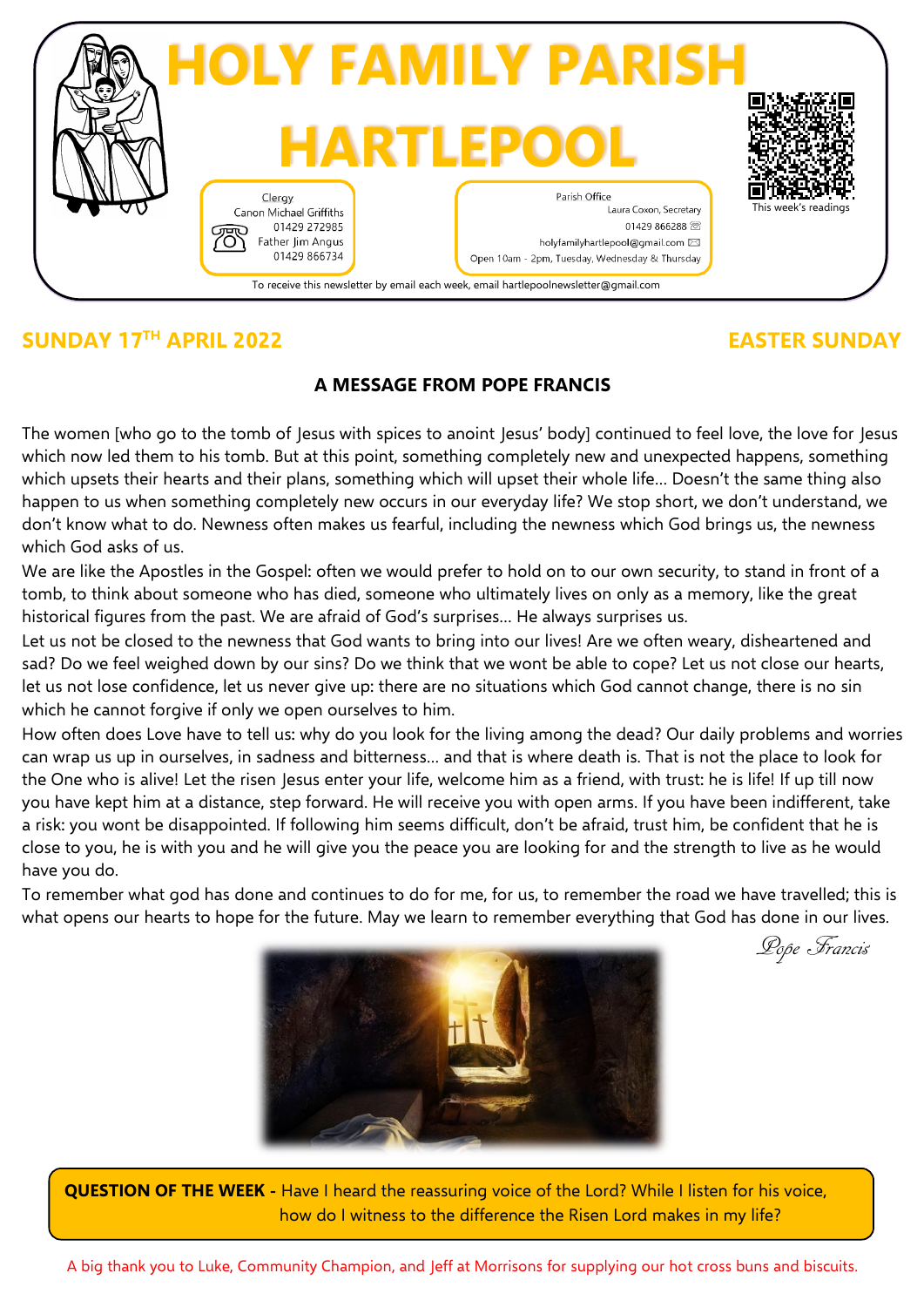# HOLY FAMILY PARISH HARTLEPOOL

Clergy
Canon Michael Griffiths 01429 272985
Father Jim Angus 01429 866734

Parish Office
Laura Coxon, Secretary
01429 866288
holyfamilyhartlepool@gmail.com
Open 10am - 2pm, Tuesday, Wednesday & Thursday

This week's readings

To receive this newsletter by email each week, email hartlepoolnewsletter@gmail.com

## SUNDAY 17TH APRIL 2022 — EASTER SUNDAY

### A MESSAGE FROM POPE FRANCIS

The women [who go to the tomb of Jesus with spices to anoint Jesus' body] continued to feel love, the love for Jesus which now led them to his tomb. But at this point, something completely new and unexpected happens, something which upsets their hearts and their plans, something which will upset their whole life… Doesn't the same thing also happen to us when something completely new occurs in our everyday life? We stop short, we don't understand, we don't know what to do. Newness often makes us fearful, including the newness which God brings us, the newness which God asks of us.

We are like the Apostles in the Gospel: often we would prefer to hold on to our own security, to stand in front of a tomb, to think about someone who has died, someone who ultimately lives on only as a memory, like the great historical figures from the past. We are afraid of God's surprises… He always surprises us.

Let us not be closed to the newness that God wants to bring into our lives! Are we often weary, disheartened and sad? Do we feel weighed down by our sins? Do we think that we wont be able to cope? Let us not close our hearts, let us not lose confidence, let us never give up: there are no situations which God cannot change, there is no sin which he cannot forgive if only we open ourselves to him.

How often does Love have to tell us: why do you look for the living among the dead? Our daily problems and worries can wrap us up in ourselves, in sadness and bitterness… and that is where death is. That is not the place to look for the One who is alive! Let the risen Jesus enter your life, welcome him as a friend, with trust: he is life! If up till now you have kept him at a distance, step forward. He will receive you with open arms. If you have been indifferent, take a risk: you wont be disappointed. If following him seems difficult, don't be afraid, trust him, be confident that he is close to you, he is with you and he will give you the peace you are looking for and the strength to live as he would have you do.

To remember what god has done and continues to do for me, for us, to remember the road we have travelled; this is what opens our hearts to hope for the future. May we learn to remember everything that God has done in our lives.

*Pope Francis*

**QUESTION OF THE WEEK -** Have I heard the reassuring voice of the Lord? While I listen for his voice, how do I witness to the difference the Risen Lord makes in my life?

A big thank you to Luke, Community Champion, and Jeff at Morrisons for supplying our hot cross buns and biscuits.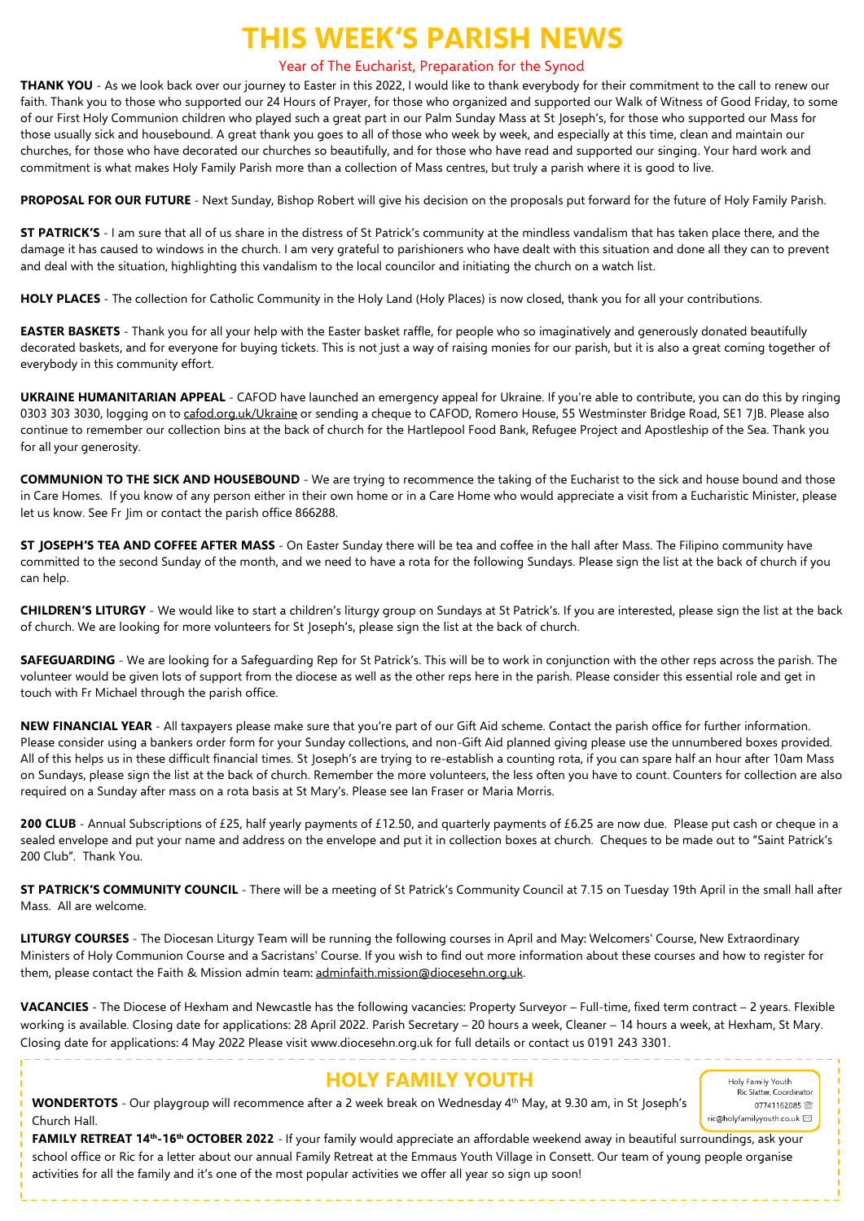# THIS WEEK'S PARISH NEWS

Year of The Eucharist, Preparation for the Synod

**THANK YOU** - As we look back over our journey to Easter in this 2022, I would like to thank everybody for their commitment to the call to renew our faith. Thank you to those who supported our 24 Hours of Prayer, for those who organized and supported our Walk of Witness of Good Friday, to some of our First Holy Communion children who played such a great part in our Palm Sunday Mass at St Joseph's, for those who supported our Mass for those usually sick and housebound. A great thank you goes to all of those who week by week, and especially at this time, clean and maintain our churches, for those who have decorated our churches so beautifully, and for those who have read and supported our singing. Your hard work and commitment is what makes Holy Family Parish more than a collection of Mass centres, but truly a parish where it is good to live.

**PROPOSAL FOR OUR FUTURE** - Next Sunday, Bishop Robert will give his decision on the proposals put forward for the future of Holy Family Parish.

**ST PATRICK'S** - I am sure that all of us share in the distress of St Patrick's community at the mindless vandalism that has taken place there, and the damage it has caused to windows in the church. I am very grateful to parishioners who have dealt with this situation and done all they can to prevent and deal with the situation, highlighting this vandalism to the local councilor and initiating the church on a watch list.

**HOLY PLACES** - The collection for Catholic Community in the Holy Land (Holy Places) is now closed, thank you for all your contributions.

**EASTER BASKETS** - Thank you for all your help with the Easter basket raffle, for people who so imaginatively and generously donated beautifully decorated baskets, and for everyone for buying tickets. This is not just a way of raising monies for our parish, but it is also a great coming together of everybody in this community effort.

**UKRAINE HUMANITARIAN APPEAL** - CAFOD have launched an emergency appeal for Ukraine. If you're able to contribute, you can do this by ringing 0303 303 3030, logging on to cafod.org.uk/Ukraine or sending a cheque to CAFOD, Romero House, 55 Westminster Bridge Road, SE1 7JB. Please also continue to remember our collection bins at the back of church for the Hartlepool Food Bank, Refugee Project and Apostleship of the Sea. Thank you for all your generosity.

**COMMUNION TO THE SICK AND HOUSEBOUND** - We are trying to recommence the taking of the Eucharist to the sick and house bound and those in Care Homes. If you know of any person either in their own home or in a Care Home who would appreciate a visit from a Eucharistic Minister, please let us know. See Fr Jim or contact the parish office 866288.

**ST JOSEPH'S TEA AND COFFEE AFTER MASS** - On Easter Sunday there will be tea and coffee in the hall after Mass. The Filipino community have committed to the second Sunday of the month, and we need to have a rota for the following Sundays. Please sign the list at the back of church if you can help.

**CHILDREN'S LITURGY** - We would like to start a children's liturgy group on Sundays at St Patrick's. If you are interested, please sign the list at the back of church. We are looking for more volunteers for St Joseph's, please sign the list at the back of church.

**SAFEGUARDING** - We are looking for a Safeguarding Rep for St Patrick's. This will be to work in conjunction with the other reps across the parish. The volunteer would be given lots of support from the diocese as well as the other reps here in the parish. Please consider this essential role and get in touch with Fr Michael through the parish office.

**NEW FINANCIAL YEAR** - All taxpayers please make sure that you're part of our Gift Aid scheme. Contact the parish office for further information. Please consider using a bankers order form for your Sunday collections, and non-Gift Aid planned giving please use the unnumbered boxes provided. All of this helps us in these difficult financial times. St Joseph's are trying to re-establish a counting rota, if you can spare half an hour after 10am Mass on Sundays, please sign the list at the back of church. Remember the more volunteers, the less often you have to count. Counters for collection are also required on a Sunday after mass on a rota basis at St Mary's. Please see Ian Fraser or Maria Morris.

**200 CLUB** - Annual Subscriptions of £25, half yearly payments of £12.50, and quarterly payments of £6.25 are now due. Please put cash or cheque in a sealed envelope and put your name and address on the envelope and put it in collection boxes at church. Cheques to be made out to "Saint Patrick's 200 Club". Thank You.

**ST PATRICK'S COMMUNITY COUNCIL** - There will be a meeting of St Patrick's Community Council at 7.15 on Tuesday 19th April in the small hall after Mass. All are welcome.

**LITURGY COURSES** - The Diocesan Liturgy Team will be running the following courses in April and May: Welcomers' Course, New Extraordinary Ministers of Holy Communion Course and a Sacristans' Course. If you wish to find out more information about these courses and how to register for them, please contact the Faith & Mission admin team: adminfaith.mission@diocesehn.org.uk.

**VACANCIES** - The Diocese of Hexham and Newcastle has the following vacancies: Property Surveyor – Full-time, fixed term contract – 2 years. Flexible working is available. Closing date for applications: 28 April 2022. Parish Secretary – 20 hours a week, Cleaner – 14 hours a week, at Hexham, St Mary. Closing date for applications: 4 May 2022 Please visit www.diocesehn.org.uk for full details or contact us 0191 243 3301.

## HOLY FAMILY YOUTH

Holy Family Youth
Ric Slatter, Coordinator
07741162085
ric@holyfamilyyouth.co.uk

**WONDERTOTS** - Our playgroup will recommence after a 2 week break on Wednesday 4th May, at 9.30 am, in St Joseph's Church Hall.

**FAMILY RETREAT 14th-16th OCTOBER 2022** - If your family would appreciate an affordable weekend away in beautiful surroundings, ask your school office or Ric for a letter about our annual Family Retreat at the Emmaus Youth Village in Consett. Our team of young people organise activities for all the family and it's one of the most popular activities we offer all year so sign up soon!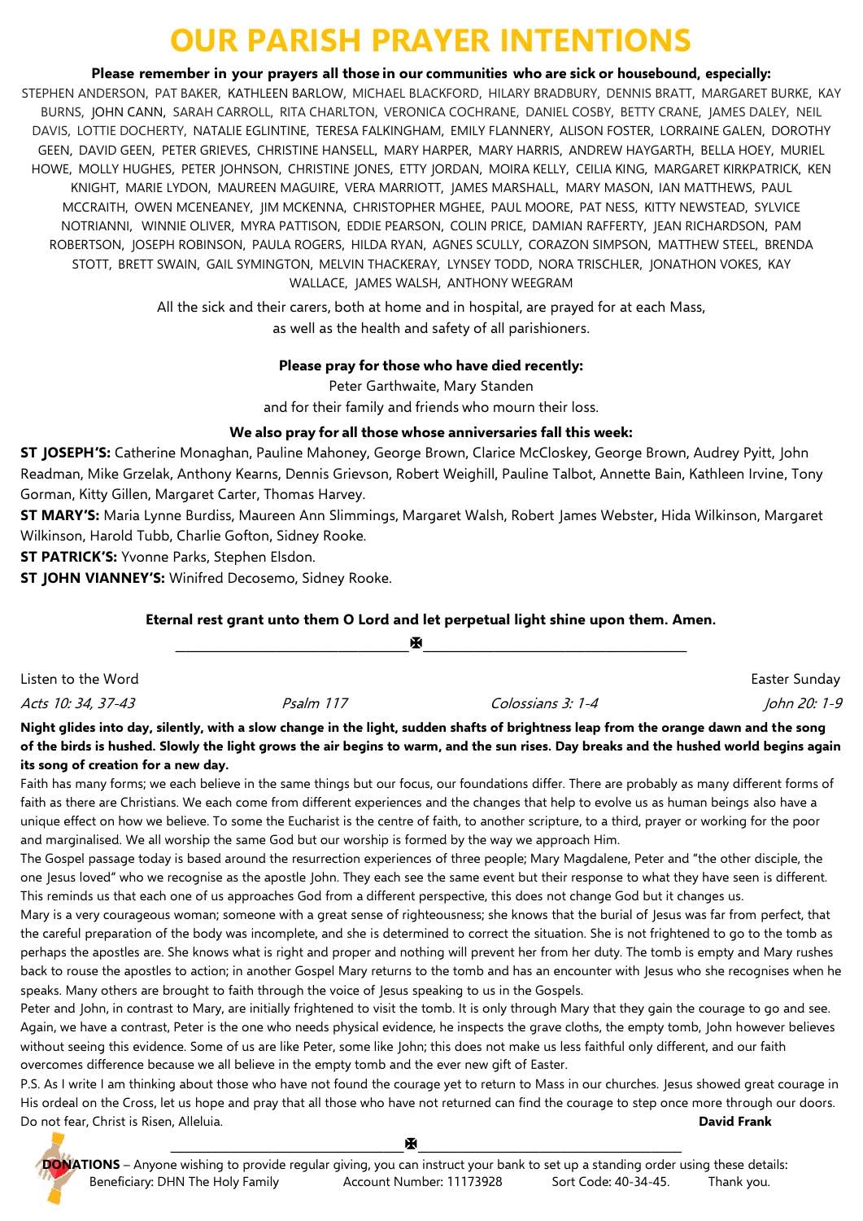# OUR PARISH PRAYER INTENTIONS

**Please remember in your prayers all those in our communities who are sick or housebound, especially:**

STEPHEN ANDERSON, PAT BAKER, KATHLEEN BARLOW, MICHAEL BLACKFORD, HILARY BRADBURY, DENNIS BRATT, MARGARET BURKE, KAY BURNS, JOHN CANN, SARAH CARROLL, RITA CHARLTON, VERONICA COCHRANE, DANIEL COSBY, BETTY CRANE, JAMES DALEY, NEIL DAVIS, LOTTIE DOCHERTY, NATALIE EGLINTINE, TERESA FALKINGHAM, EMILY FLANNERY, ALISON FOSTER, LORRAINE GALEN, DOROTHY GEEN, DAVID GEEN, PETER GRIEVES, CHRISTINE HANSELL, MARY HARPER, MARY HARRIS, ANDREW HAYGARTH, BELLA HOEY, MURIEL HOWE, MOLLY HUGHES, PETER JOHNSON, CHRISTINE JONES, ETTY JORDAN, MOIRA KELLY, CEILIA KING, MARGARET KIRKPATRICK, KEN KNIGHT, MARIE LYDON, MAUREEN MAGUIRE, VERA MARRIOTT, JAMES MARSHALL, MARY MASON, IAN MATTHEWS, PAUL MCCRAITH, OWEN MCENEANEY, JIM MCKENNA, CHRISTOPHER MGHEE, PAUL MOORE, PAT NESS, KITTY NEWSTEAD, SYLVICE NOTRIANNI, WINNIE OLIVER, MYRA PATTISON, EDDIE PEARSON, COLIN PRICE, DAMIAN RAFFERTY, JEAN RICHARDSON, PAM ROBERTSON, JOSEPH ROBINSON, PAULA ROGERS, HILDA RYAN, AGNES SCULLY, CORAZON SIMPSON, MATTHEW STEEL, BRENDA STOTT, BRETT SWAIN, GAIL SYMINGTON, MELVIN THACKERAY, LYNSEY TODD, NORA TRISCHLER, JONATHON VOKES, KAY WALLACE, JAMES WALSH, ANTHONY WEEGRAM

All the sick and their carers, both at home and in hospital, are prayed for at each Mass, as well as the health and safety of all parishioners.

**Please pray for those who have died recently:**

Peter Garthwaite, Mary Standen
and for their family and friends who mourn their loss.

**We also pray for all those whose anniversaries fall this week:**

**ST JOSEPH'S:** Catherine Monaghan, Pauline Mahoney, George Brown, Clarice McCloskey, George Brown, Audrey Pyitt, John Readman, Mike Grzelak, Anthony Kearns, Dennis Grievson, Robert Weighill, Pauline Talbot, Annette Bain, Kathleen Irvine, Tony Gorman, Kitty Gillen, Margaret Carter, Thomas Harvey.

**ST MARY'S:** Maria Lynne Burdiss, Maureen Ann Slimmings, Margaret Walsh, Robert James Webster, Hida Wilkinson, Margaret Wilkinson, Harold Tubb, Charlie Gofton, Sidney Rooke.

**ST PATRICK'S:** Yvonne Parks, Stephen Elsdon.

**ST JOHN VIANNEY'S:** Winifred Decosemo, Sidney Rooke.

**Eternal rest grant unto them O Lord and let perpetual light shine upon them. Amen.**

---

Listen to the Word — Easter Sunday

*Acts 10: 34, 37-43* — *Psalm 117* — *Colossians 3: 1-4* — *John 20: 1-9*

**Night glides into day, silently, with a slow change in the light, sudden shafts of brightness leap from the orange dawn and the song of the birds is hushed. Slowly the light grows the air begins to warm, and the sun rises. Day breaks and the hushed world begins again its song of creation for a new day.**

Faith has many forms; we each believe in the same things but our focus, our foundations differ. There are probably as many different forms of faith as there are Christians. We each come from different experiences and the changes that help to evolve us as human beings also have a unique effect on how we believe. To some the Eucharist is the centre of faith, to another scripture, to a third, prayer or working for the poor and marginalised. We all worship the same God but our worship is formed by the way we approach Him.

The Gospel passage today is based around the resurrection experiences of three people; Mary Magdalene, Peter and "the other disciple, the one Jesus loved" who we recognise as the apostle John. They each see the same event but their response to what they have seen is different. This reminds us that each one of us approaches God from a different perspective, this does not change God but it changes us.

Mary is a very courageous woman; someone with a great sense of righteousness; she knows that the burial of Jesus was far from perfect, that the careful preparation of the body was incomplete, and she is determined to correct the situation. She is not frightened to go to the tomb as perhaps the apostles are. She knows what is right and proper and nothing will prevent her from her duty. The tomb is empty and Mary rushes back to rouse the apostles to action; in another Gospel Mary returns to the tomb and has an encounter with Jesus who she recognises when he speaks. Many others are brought to faith through the voice of Jesus speaking to us in the Gospels.

Peter and John, in contrast to Mary, are initially frightened to visit the tomb. It is only through Mary that they gain the courage to go and see. Again, we have a contrast, Peter is the one who needs physical evidence, he inspects the grave cloths, the empty tomb, John however believes without seeing this evidence. Some of us are like Peter, some like John; this does not make us less faithful only different, and our faith overcomes difference because we all believe in the empty tomb and the ever new gift of Easter.

P.S. As I write I am thinking about those who have not found the courage yet to return to Mass in our churches. Jesus showed great courage in His ordeal on the Cross, let us hope and pray that all those who have not returned can find the courage to step once more through our doors. Do not fear, Christ is Risen, Alleluia.

**David Frank**

---

**DONATIONS** – Anyone wishing to provide regular giving, you can instruct your bank to set up a standing order using these details:
Beneficiary: DHN The Holy Family — Account Number: 11173928 — Sort Code: 40-34-45. — Thank you.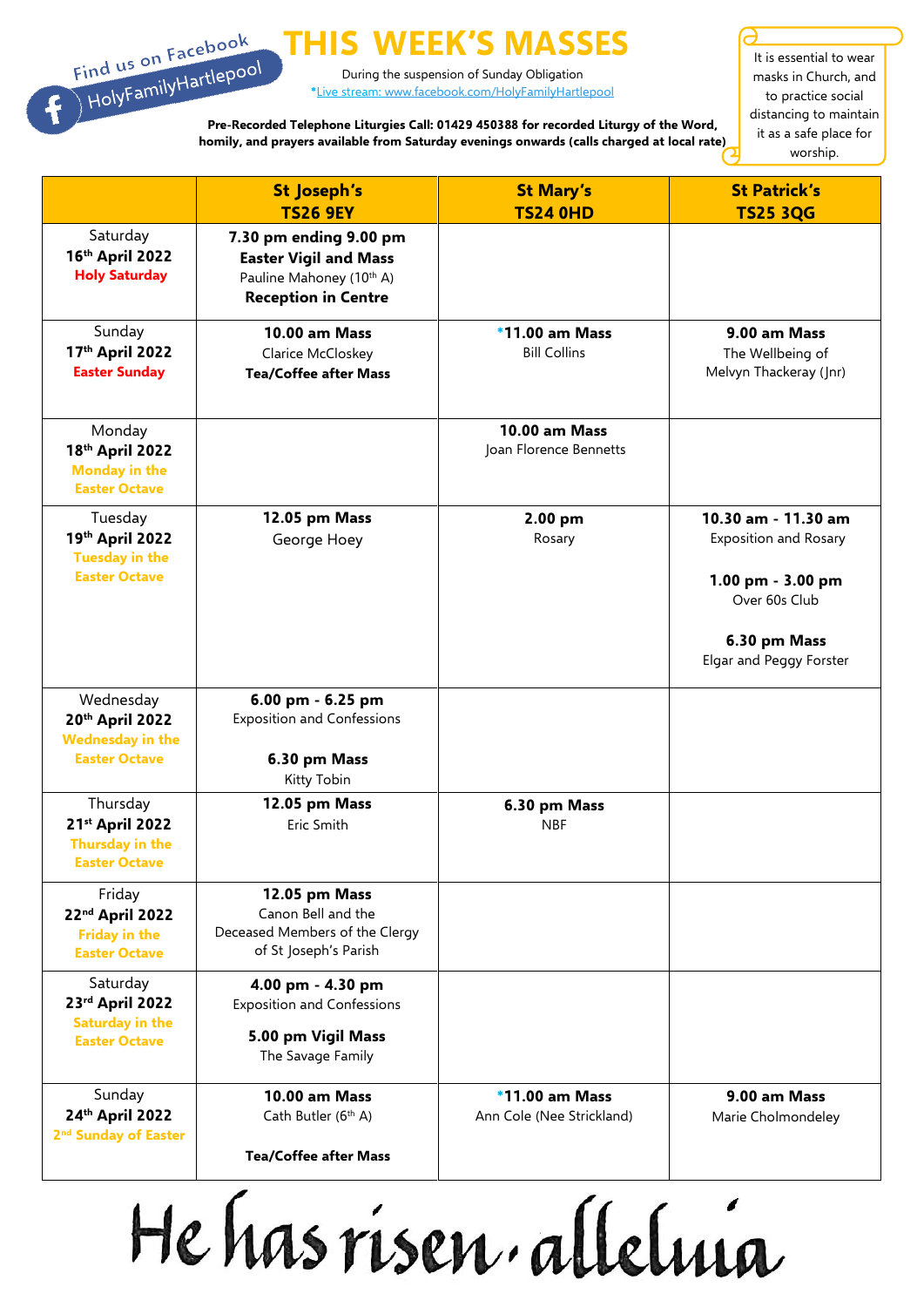Find us on Facebook
HolyFamilyHartlepool

# THIS WEEK'S MASSES

During the suspension of Sunday Obligation
*Live stream: www.facebook.com/HolyFamilyHartlepool

**Pre-Recorded Telephone Liturgies Call: 01429 450388 for recorded Liturgy of the Word, homily, and prayers available from Saturday evenings onwards (calls charged at local rate)**

It is essential to wear masks in Church, and to practice social distancing to maintain it as a safe place for worship.

| | St Joseph's TS26 9EY | St Mary's TS24 0HD | St Patrick's TS25 3QG |
|---|---|---|---|
| Saturday **16th April 2022** **Holy Saturday** | **7.30 pm ending 9.00 pm** **Easter Vigil and Mass** Pauline Mahoney (10th A) **Reception in Centre** | | |
| Sunday **17th April 2022** **Easter Sunday** | **10.00 am Mass** Clarice McCloskey **Tea/Coffee after Mass** | ***11.00 am Mass** Bill Collins | **9.00 am Mass** The Wellbeing of Melvyn Thackeray (Jnr) |
| Monday **18th April 2022** **Monday in the Easter Octave** | | **10.00 am Mass** Joan Florence Bennetts | |
| Tuesday **19th April 2022** **Tuesday in the Easter Octave** | **12.05 pm Mass** George Hoey | **2.00 pm** Rosary | **10.30 am - 11.30 am** Exposition and Rosary **1.00 pm - 3.00 pm** Over 60s Club **6.30 pm Mass** Elgar and Peggy Forster |
| Wednesday **20th April 2022** **Wednesday in the Easter Octave** | **6.00 pm - 6.25 pm** Exposition and Confessions **6.30 pm Mass** Kitty Tobin | | |
| Thursday **21st April 2022** **Thursday in the Easter Octave** | **12.05 pm Mass** Eric Smith | **6.30 pm Mass** NBF | |
| Friday **22nd April 2022** **Friday in the Easter Octave** | **12.05 pm Mass** Canon Bell and the Deceased Members of the Clergy of St Joseph's Parish | | |
| Saturday **23rd April 2022** **Saturday in the Easter Octave** | **4.00 pm - 4.30 pm** Exposition and Confessions **5.00 pm Vigil Mass** The Savage Family | | |
| Sunday **24th April 2022** **2nd Sunday of Easter** | **10.00 am Mass** Cath Butler (6th A) **Tea/Coffee after Mass** | ***11.00 am Mass** Ann Cole (Nee Strickland) | **9.00 am Mass** Marie Cholmondeley |

He has risen, alleluia